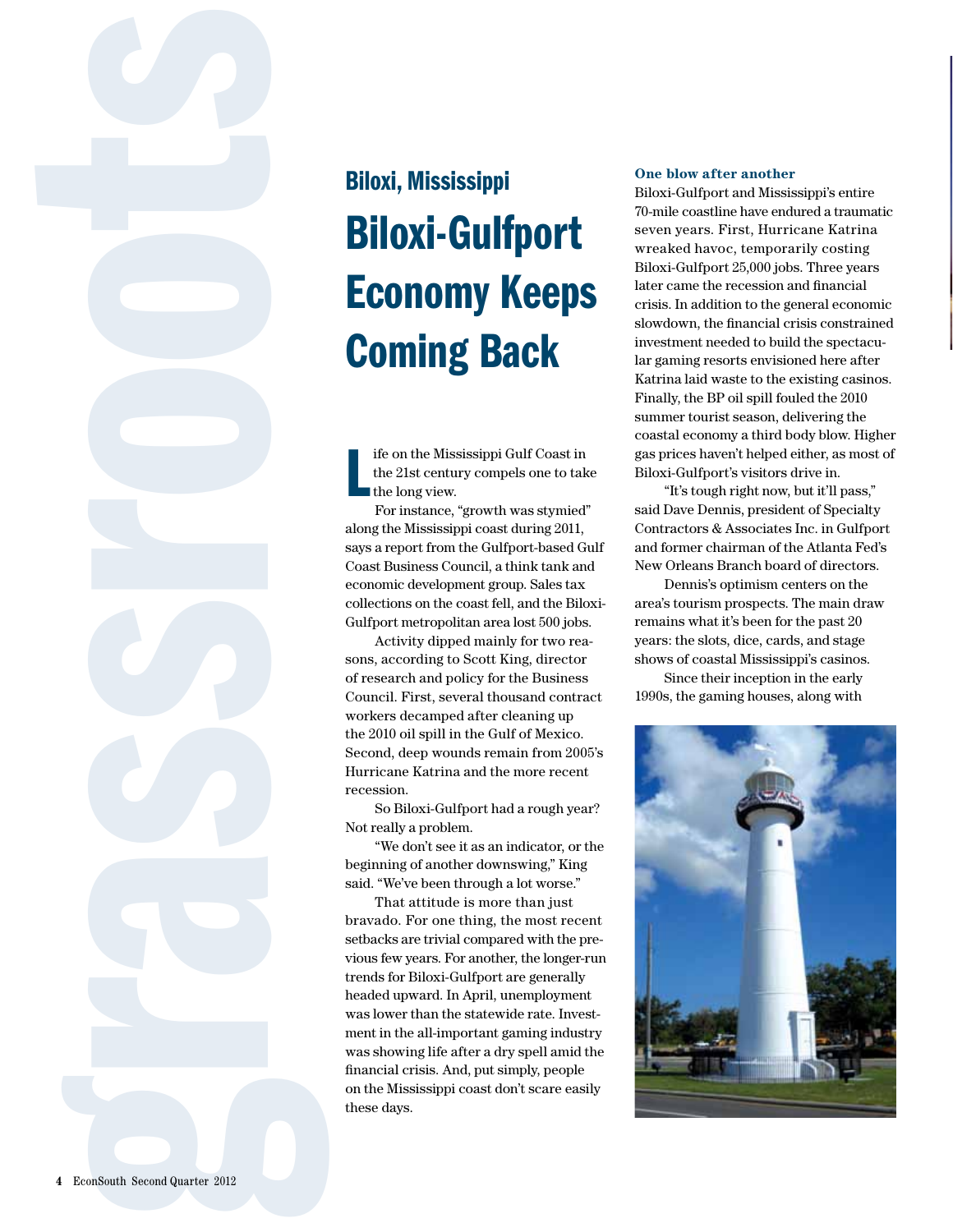## Biloxi, Mississippi

# Biloxi-Gulfport Economy Keeps Coming Back

Life on the Mississippi Gulf Coast in the 21st century compels one to take the long view.

For instance, "growth was stymied" along the Mississippi coast during 2011, says a report from the Gulfport-based Gulf Coast Business Council, a think tank and economic development group. Sales tax collections on the coast fell, and the Biloxi-Gulfport metropolitan area lost 500 jobs.

Activity dipped mainly for two reasons, according to Scott King, director of research and policy for the Business Council. First, several thousand contract workers decamped after cleaning up the 2010 oil spill in the Gulf of Mexico. Second, deep wounds remain from 2005's Hurricane Katrina and the more recent recession.

So Biloxi-Gulfport had a rough year? Not really a problem.

"We don't see it as an indicator, or the beginning of another downswing," King said. "We've been through a lot worse."

That attitude is more than just bravado. For one thing, the most recent setbacks are trivial compared with the previous few years. For another, the longer-run trends for Biloxi-Gulfport are generally headed upward. In April, unemployment was lower than the statewide rate. Investment in the all-important gaming industry was showing life after a dry spell amid the financial crisis. And, put simply, people on the Mississippi coast don't scare easily these days.

### One blow after another

Biloxi-Gulfport and Mississippi's entire 70-mile coastline have endured a traumatic seven years. First, Hurricane Katrina wreaked havoc, temporarily costing Biloxi-Gulfport 25,000 jobs. Three years later came the recession and financial crisis. In addition to the general economic slowdown, the financial crisis constrained investment needed to build the spectacular gaming resorts envisioned here after Katrina laid waste to the existing casinos. Finally, the BP oil spill fouled the 2010 summer tourist season, delivering the coastal economy a third body blow. Higher gas prices haven't helped either, as most of Biloxi-Gulfport's visitors drive in.

"It's tough right now, but it'll pass," said Dave Dennis, president of Specialty Contractors & Associates Inc. in Gulfport and former chairman of the Atlanta Fed's New Orleans Branch board of directors.

Dennis's optimism centers on the area's tourism prospects. The main draw remains what it's been for the past 20 years: the slots, dice, cards, and stage shows of coastal Mississippi's casinos.

Since their inception in the early 1990s, the gaming houses, along with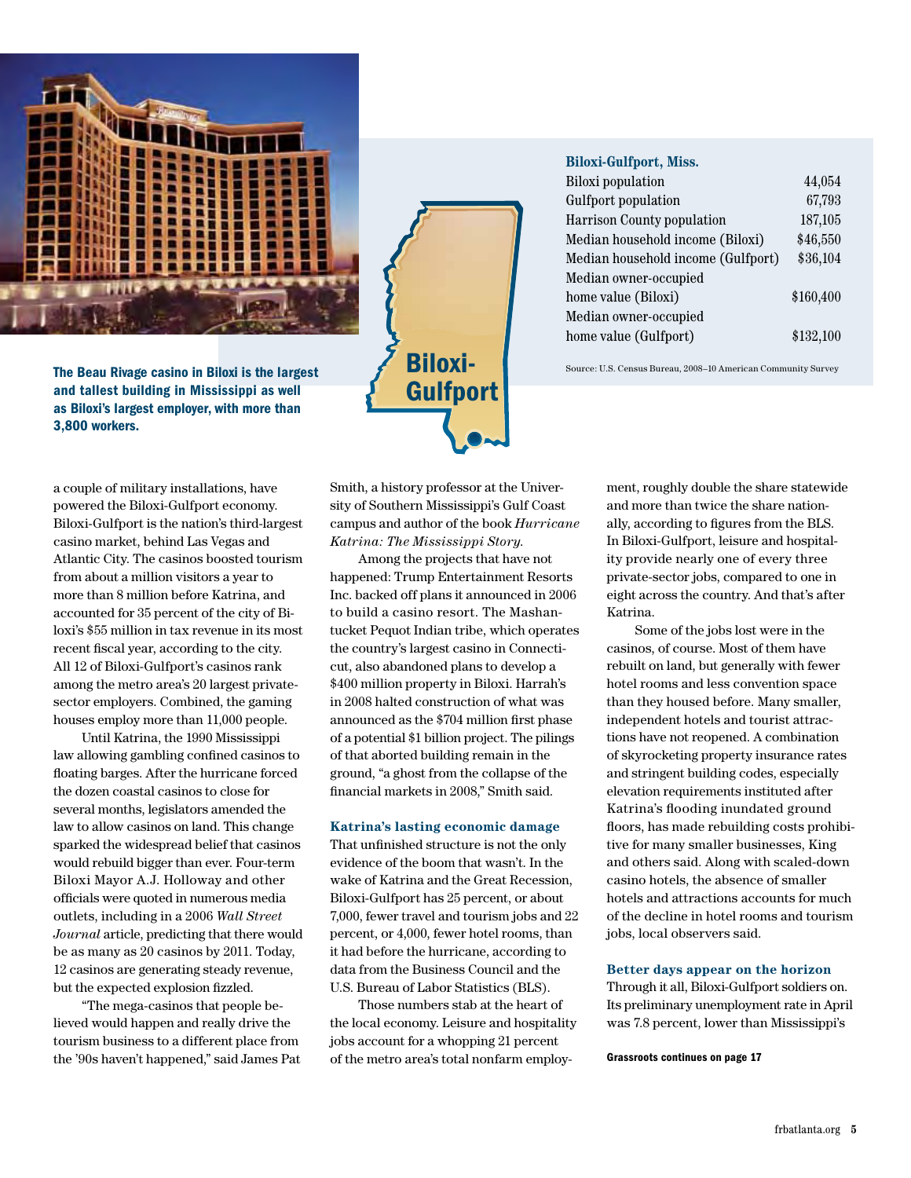The Beau Rivage casino in Biloxi is the largest and tallest building in Mississippi as well as Biloxi's largest employer, with more than 3,800 workers.

**Biloxi-Gulfport, Miss.**

| | |
|---|---|
| Biloxi population | 44,054 |
| Gulfport population | 67,793 |
| Harrison County population | 187,105 |
| Median household income (Biloxi) | $46,550 |
| Median household income (Gulfport) | $36,104 |
| Median owner-occupied home value (Biloxi) | $160,400 |
| Median owner-occupied home value (Gulfport) | $132,100 |

Source: U.S. Census Bureau, 2008–10 American Community Survey

Biloxi-Gulfport

a couple of military installations, have powered the Biloxi-Gulfport economy. Biloxi-Gulfport is the nation's third-largest casino market, behind Las Vegas and Atlantic City. The casinos boosted tourism from about a million visitors a year to more than 8 million before Katrina, and accounted for 35 percent of the city of Biloxi's $55 million in tax revenue in its most recent fiscal year, according to the city. All 12 of Biloxi-Gulfport's casinos rank among the metro area's 20 largest private-sector employers. Combined, the gaming houses employ more than 11,000 people.

Until Katrina, the 1990 Mississippi law allowing gambling confined casinos to floating barges. After the hurricane forced the dozen coastal casinos to close for several months, legislators amended the law to allow casinos on land. This change sparked the widespread belief that casinos would rebuild bigger than ever. Four-term Biloxi Mayor A.J. Holloway and other officials were quoted in numerous media outlets, including in a 2006 *Wall Street Journal* article, predicting that there would be as many as 20 casinos by 2011. Today, 12 casinos are generating steady revenue, but the expected explosion fizzled.

"The mega-casinos that people believed would happen and really drive the tourism business to a different place from the '90s haven't happened," said James Pat Smith, a history professor at the University of Southern Mississippi's Gulf Coast campus and author of the book *Hurricane Katrina: The Mississippi Story*.

Among the projects that have not happened: Trump Entertainment Resorts Inc. backed off plans it announced in 2006 to build a casino resort. The Mashantucket Pequot Indian tribe, which operates the country's largest casino in Connecticut, also abandoned plans to develop a $400 million property in Biloxi. Harrah's in 2008 halted construction of what was announced as the $704 million first phase of a potential $1 billion project. The pilings of that aborted building remain in the ground, "a ghost from the collapse of the financial markets in 2008," Smith said.

### Katrina's lasting economic damage

That unfinished structure is not the only evidence of the boom that wasn't. In the wake of Katrina and the Great Recession, Biloxi-Gulfport has 25 percent, or about 7,000, fewer travel and tourism jobs and 22 percent, or 4,000, fewer hotel rooms, than it had before the hurricane, according to data from the Business Council and the U.S. Bureau of Labor Statistics (BLS).

Those numbers stab at the heart of the local economy. Leisure and hospitality jobs account for a whopping 21 percent of the metro area's total nonfarm employment, roughly double the share statewide and more than twice the share nationally, according to figures from the BLS. In Biloxi-Gulfport, leisure and hospitality provide nearly one of every three private-sector jobs, compared to one in eight across the country. And that's after Katrina.

Some of the jobs lost were in the casinos, of course. Most of them have rebuilt on land, but generally with fewer hotel rooms and less convention space than they housed before. Many smaller, independent hotels and tourist attractions have not reopened. A combination of skyrocketing property insurance rates and stringent building codes, especially elevation requirements instituted after Katrina's flooding inundated ground floors, has made rebuilding costs prohibitive for many smaller businesses, King and others said. Along with scaled-down casino hotels, the absence of smaller hotels and attractions accounts for much of the decline in hotel rooms and tourism jobs, local observers said.

### Better days appear on the horizon

Through it all, Biloxi-Gulfport soldiers on. Its preliminary unemployment rate in April was 7.8 percent, lower than Mississippi's

**Grassroots continues on page 17**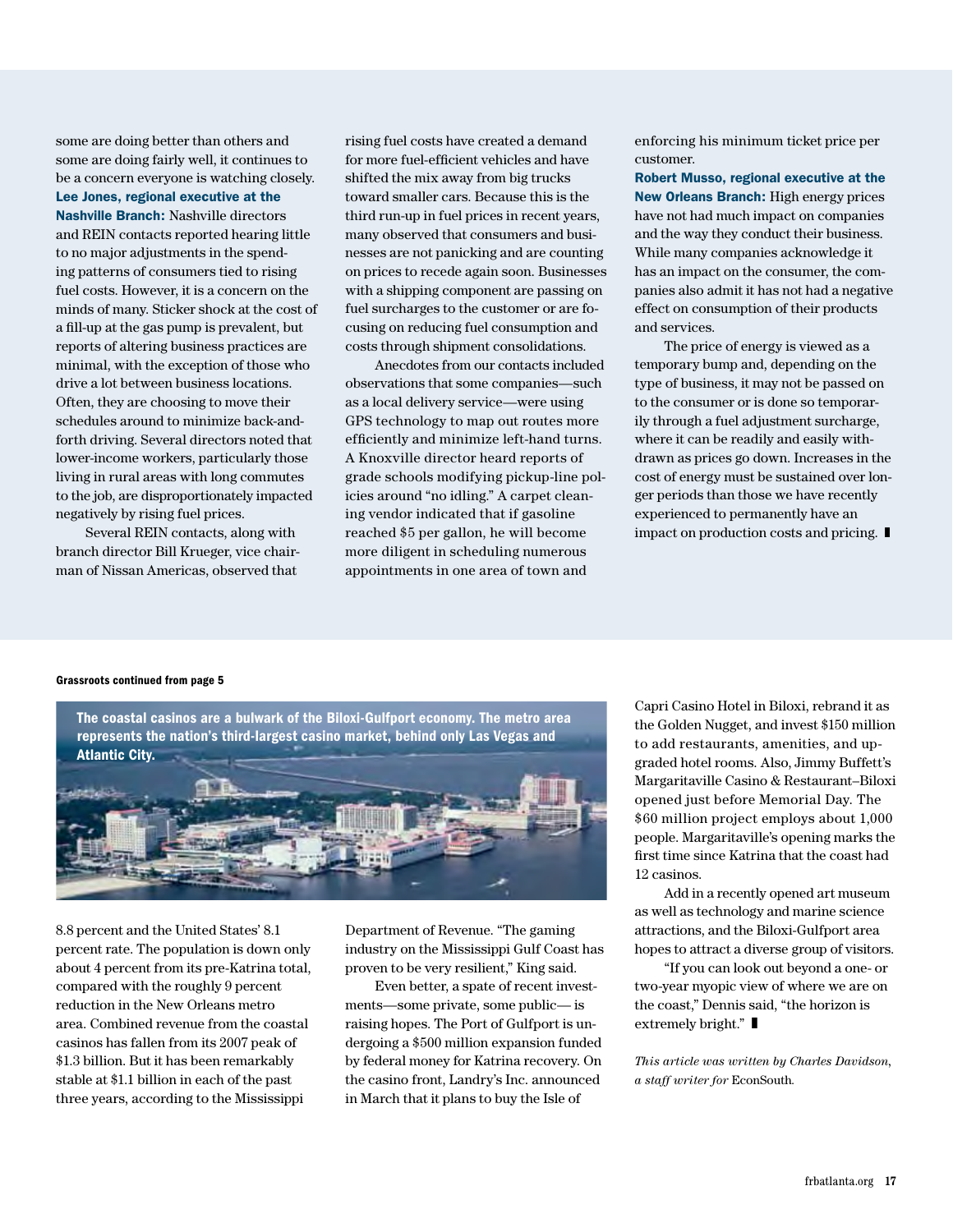some are doing better than others and some are doing fairly well, it continues to be a concern everyone is watching closely.

**Lee Jones, regional executive at the Nashville Branch:** Nashville directors and REIN contacts reported hearing little to no major adjustments in the spending patterns of consumers tied to rising fuel costs. However, it is a concern on the minds of many. Sticker shock at the cost of a fill-up at the gas pump is prevalent, but reports of altering business practices are minimal, with the exception of those who drive a lot between business locations. Often, they are choosing to move their schedules around to minimize back-and-forth driving. Several directors noted that lower-income workers, particularly those living in rural areas with long commutes to the job, are disproportionately impacted negatively by rising fuel prices.

Several REIN contacts, along with branch director Bill Krueger, vice chairman of Nissan Americas, observed that rising fuel costs have created a demand for more fuel-efficient vehicles and have shifted the mix away from big trucks toward smaller cars. Because this is the third run-up in fuel prices in recent years, many observed that consumers and businesses are not panicking and are counting on prices to recede again soon. Businesses with a shipping component are passing on fuel surcharges to the customer or are focusing on reducing fuel consumption and costs through shipment consolidations.

Anecdotes from our contacts included observations that some companies—such as a local delivery service—were using GPS technology to map out routes more efficiently and minimize left-hand turns. A Knoxville director heard reports of grade schools modifying pickup-line policies around "no idling." A carpet cleaning vendor indicated that if gasoline reached $5 per gallon, he will become more diligent in scheduling numerous appointments in one area of town and enforcing his minimum ticket price per customer.

**Robert Musso, regional executive at the New Orleans Branch:** High energy prices have not had much impact on companies and the way they conduct their business. While many companies acknowledge it has an impact on the consumer, the companies also admit it has not had a negative effect on consumption of their products and services.

The price of energy is viewed as a temporary bump and, depending on the type of business, it may not be passed on to the consumer or is done so temporarily through a fuel adjustment surcharge, where it can be readily and easily withdrawn as prices go down. Increases in the cost of energy must be sustained over longer periods than those we have recently experienced to permanently have an impact on production costs and pricing. ∎

**Grassroots continued from page 5**

The coastal casinos are a bulwark of the Biloxi-Gulfport economy. The metro area represents the nation's third-largest casino market, behind only Las Vegas and Atlantic City.

8.8 percent and the United States' 8.1 percent rate. The population is down only about 4 percent from its pre-Katrina total, compared with the roughly 9 percent reduction in the New Orleans metro area. Combined revenue from the coastal casinos has fallen from its 2007 peak of $1.3 billion. But it has been remarkably stable at $1.1 billion in each of the past three years, according to the Mississippi Department of Revenue. "The gaming industry on the Mississippi Gulf Coast has proven to be very resilient," King said.

Even better, a spate of recent investments—some private, some public— is raising hopes. The Port of Gulfport is undergoing a $500 million expansion funded by federal money for Katrina recovery. On the casino front, Landry's Inc. announced in March that it plans to buy the Isle of Capri Casino Hotel in Biloxi, rebrand it as the Golden Nugget, and invest $150 million to add restaurants, amenities, and upgraded hotel rooms. Also, Jimmy Buffett's Margaritaville Casino & Restaurant–Biloxi opened just before Memorial Day. The $60 million project employs about 1,000 people. Margaritaville's opening marks the first time since Katrina that the coast had 12 casinos.

Add in a recently opened art museum as well as technology and marine science attractions, and the Biloxi-Gulfport area hopes to attract a diverse group of visitors.

"If you can look out beyond a one- or two-year myopic view of where we are on the coast," Dennis said, "the horizon is extremely bright." ∎

*This article was written by Charles Davidson, a staff writer for* EconSouth.